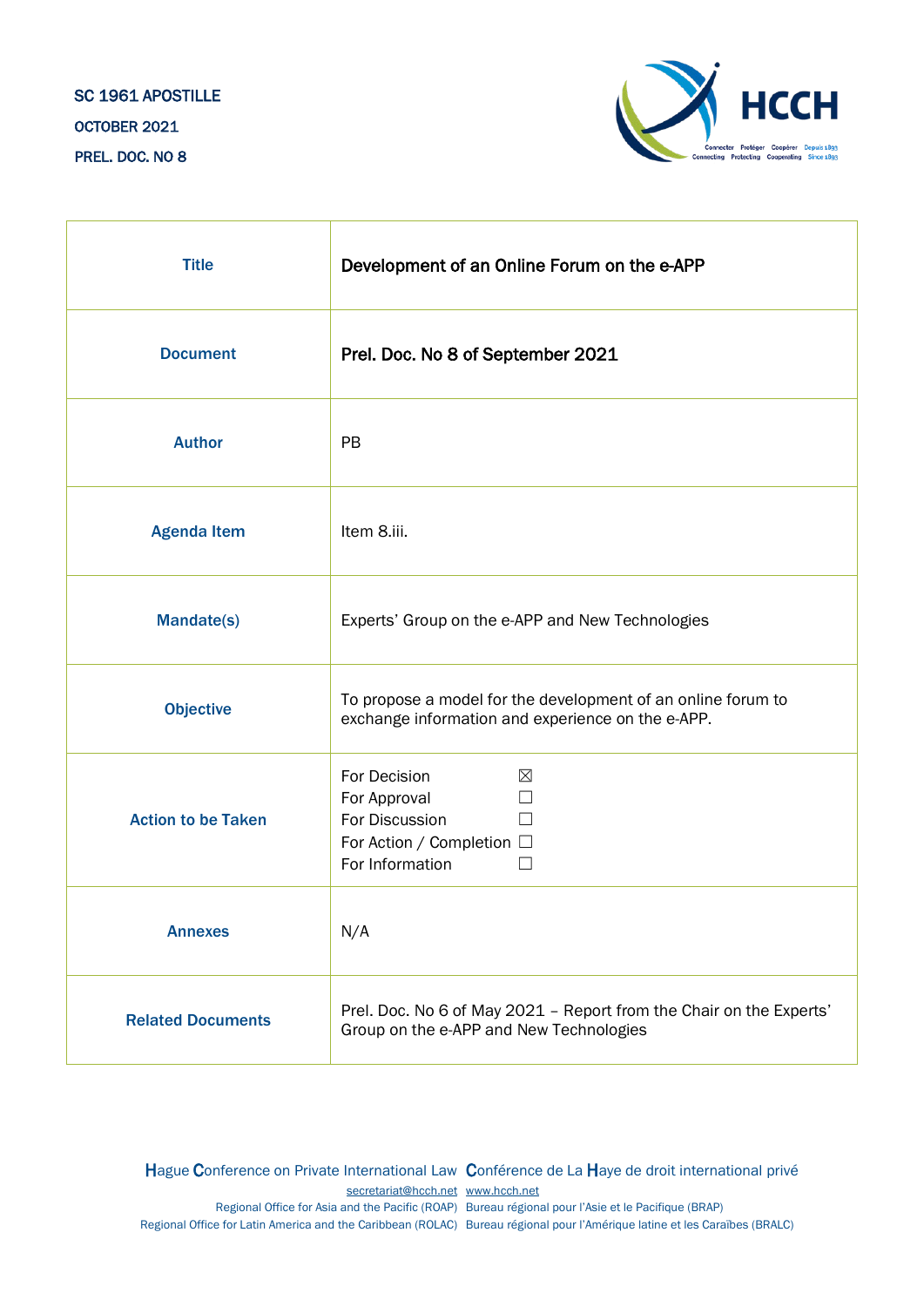SC 1961 APOSTILLE

OCTOBER 2021

PREL. DOC. NO 8

| | |
|---|---|
| **Title** | **Development of an Online Forum on the e-APP** |
| **Document** | **Prel. Doc. No 8 of September 2021** |
| **Author** | PB |
| **Agenda Item** | Item 8.iii. |
| **Mandate(s)** | Experts' Group on the e-APP and New Technologies |
| **Objective** | To propose a model for the development of an online forum to exchange information and experience on the e-APP. |
| **Action to be Taken** | For Decision ☒<br>For Approval ☐<br>For Discussion ☐<br>For Action / Completion ☐<br>For Information ☐ |
| **Annexes** | N/A |
| **Related Documents** | Prel. Doc. No 6 of May 2021 – Report from the Chair on the Experts' Group on the e-APP and New Technologies |

Hague Conference on Private International Law Conférence de La Haye de droit international privé
secretariat@hcch.net www.hcch.net
Regional Office for Asia and the Pacific (ROAP) Bureau régional pour l'Asie et le Pacifique (BRAP)
Regional Office for Latin America and the Caribbean (ROLAC) Bureau régional pour l'Amérique latine et les Caraïbes (BRALC)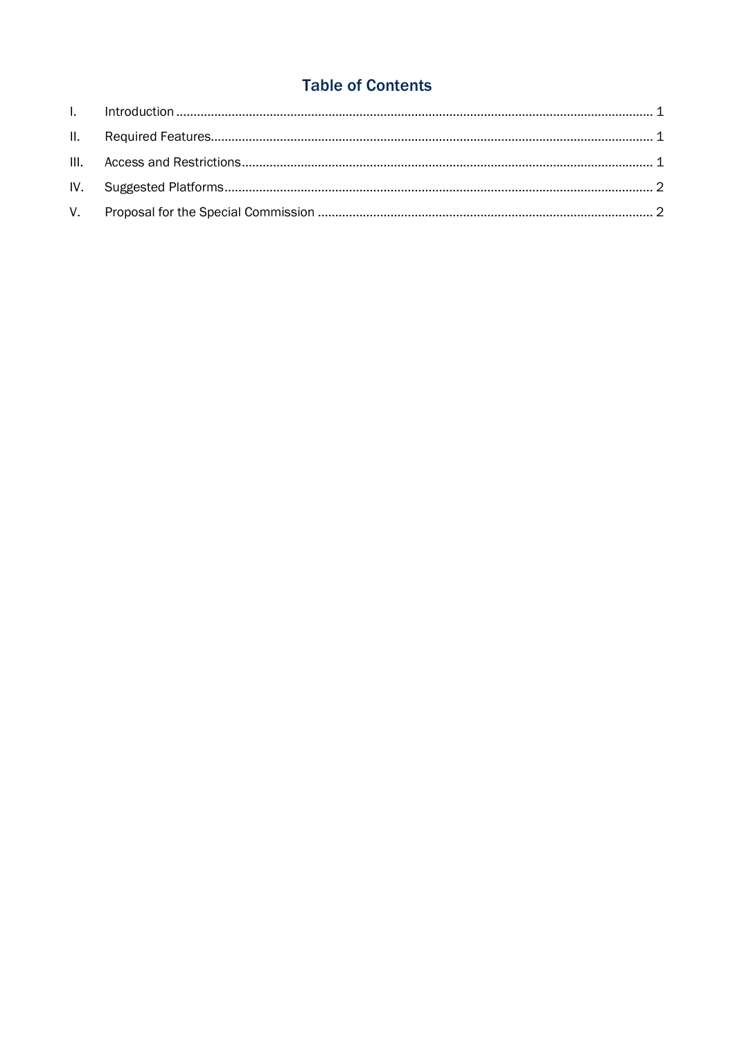## Table of Contents

I. Introduction ........................................................ 1

II. Required Features ........................................................ 1

III. Access and Restrictions ........................................................ 1

IV. Suggested Platforms ........................................................ 2

V. Proposal for the Special Commission ........................................................ 2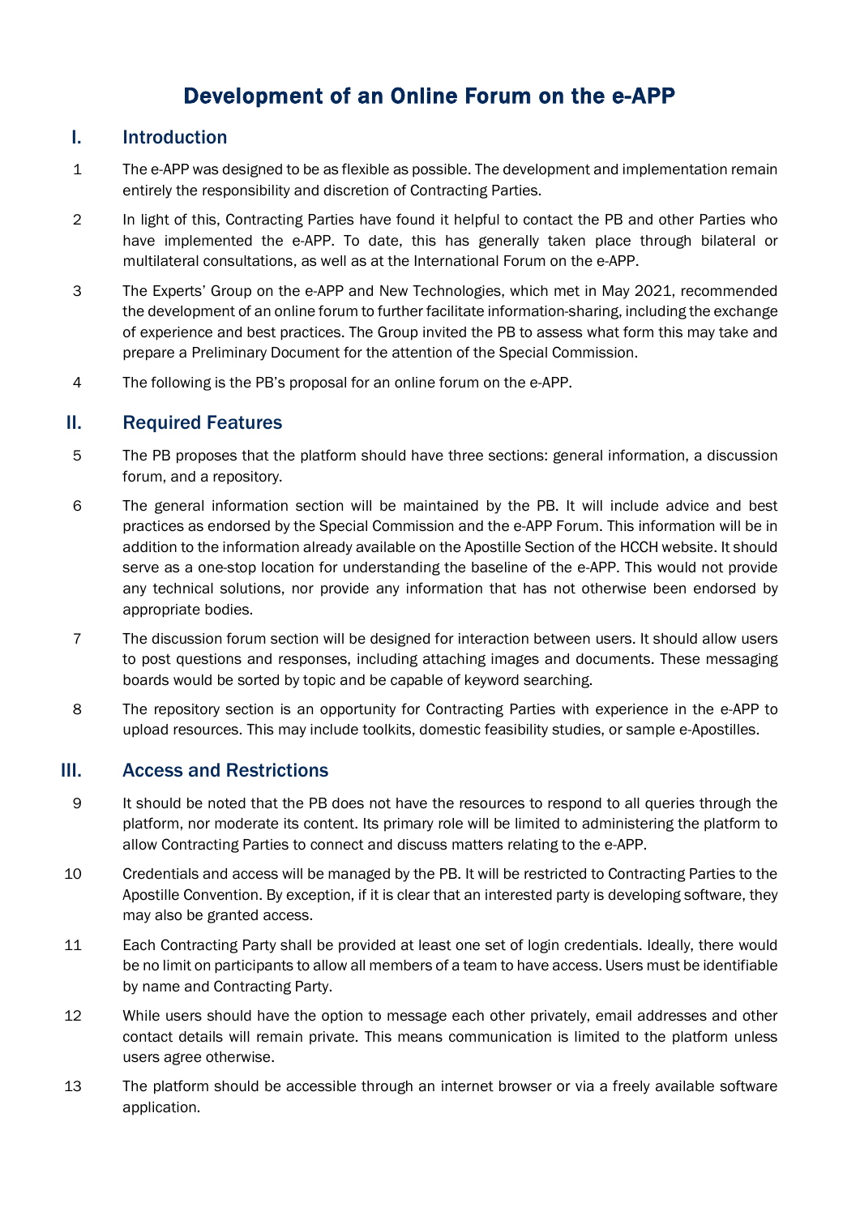# Development of an Online Forum on the e-APP

## I. Introduction

1 The e-APP was designed to be as flexible as possible. The development and implementation remain entirely the responsibility and discretion of Contracting Parties.

2 In light of this, Contracting Parties have found it helpful to contact the PB and other Parties who have implemented the e-APP. To date, this has generally taken place through bilateral or multilateral consultations, as well as at the International Forum on the e-APP.

3 The Experts' Group on the e-APP and New Technologies, which met in May 2021, recommended the development of an online forum to further facilitate information-sharing, including the exchange of experience and best practices. The Group invited the PB to assess what form this may take and prepare a Preliminary Document for the attention of the Special Commission.

4 The following is the PB's proposal for an online forum on the e-APP.

## II. Required Features

5 The PB proposes that the platform should have three sections: general information, a discussion forum, and a repository.

6 The general information section will be maintained by the PB. It will include advice and best practices as endorsed by the Special Commission and the e-APP Forum. This information will be in addition to the information already available on the Apostille Section of the HCCH website. It should serve as a one-stop location for understanding the baseline of the e-APP. This would not provide any technical solutions, nor provide any information that has not otherwise been endorsed by appropriate bodies.

7 The discussion forum section will be designed for interaction between users. It should allow users to post questions and responses, including attaching images and documents. These messaging boards would be sorted by topic and be capable of keyword searching.

8 The repository section is an opportunity for Contracting Parties with experience in the e-APP to upload resources. This may include toolkits, domestic feasibility studies, or sample e-Apostilles.

## III. Access and Restrictions

9 It should be noted that the PB does not have the resources to respond to all queries through the platform, nor moderate its content. Its primary role will be limited to administering the platform to allow Contracting Parties to connect and discuss matters relating to the e-APP.

10 Credentials and access will be managed by the PB. It will be restricted to Contracting Parties to the Apostille Convention. By exception, if it is clear that an interested party is developing software, they may also be granted access.

11 Each Contracting Party shall be provided at least one set of login credentials. Ideally, there would be no limit on participants to allow all members of a team to have access. Users must be identifiable by name and Contracting Party.

12 While users should have the option to message each other privately, email addresses and other contact details will remain private. This means communication is limited to the platform unless users agree otherwise.

13 The platform should be accessible through an internet browser or via a freely available software application.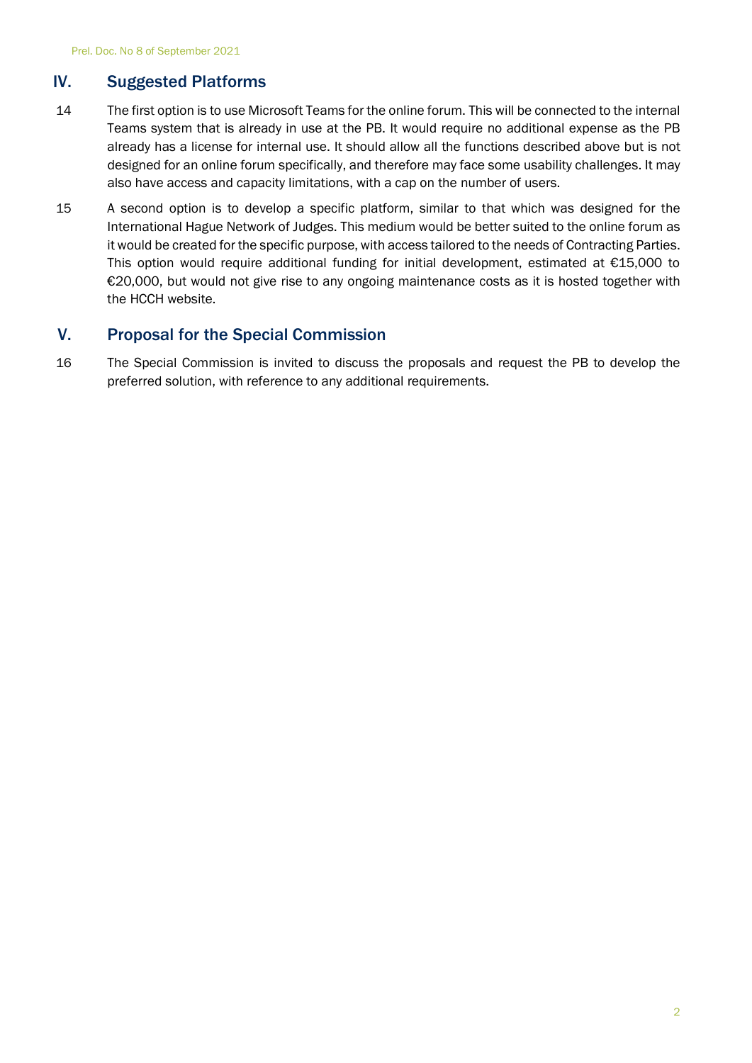## IV. Suggested Platforms

14 The first option is to use Microsoft Teams for the online forum. This will be connected to the internal Teams system that is already in use at the PB. It would require no additional expense as the PB already has a license for internal use. It should allow all the functions described above but is not designed for an online forum specifically, and therefore may face some usability challenges. It may also have access and capacity limitations, with a cap on the number of users.

15 A second option is to develop a specific platform, similar to that which was designed for the International Hague Network of Judges. This medium would be better suited to the online forum as it would be created for the specific purpose, with access tailored to the needs of Contracting Parties. This option would require additional funding for initial development, estimated at €15,000 to €20,000, but would not give rise to any ongoing maintenance costs as it is hosted together with the HCCH website.

## V. Proposal for the Special Commission

16 The Special Commission is invited to discuss the proposals and request the PB to develop the preferred solution, with reference to any additional requirements.